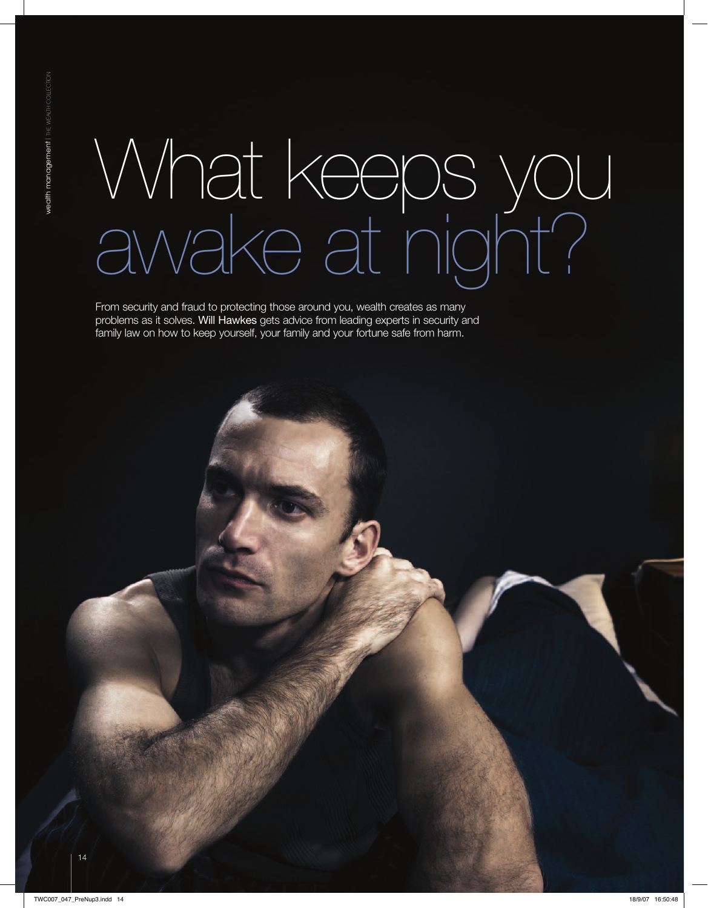# What keeps you awake at night?

From security and fraud to protecting those around you, wealth creates as many problems as it solves. **Will Hawkes** gets advice from leading experts in security and family law on how to keep yourself, your family and your fortune safe from harm.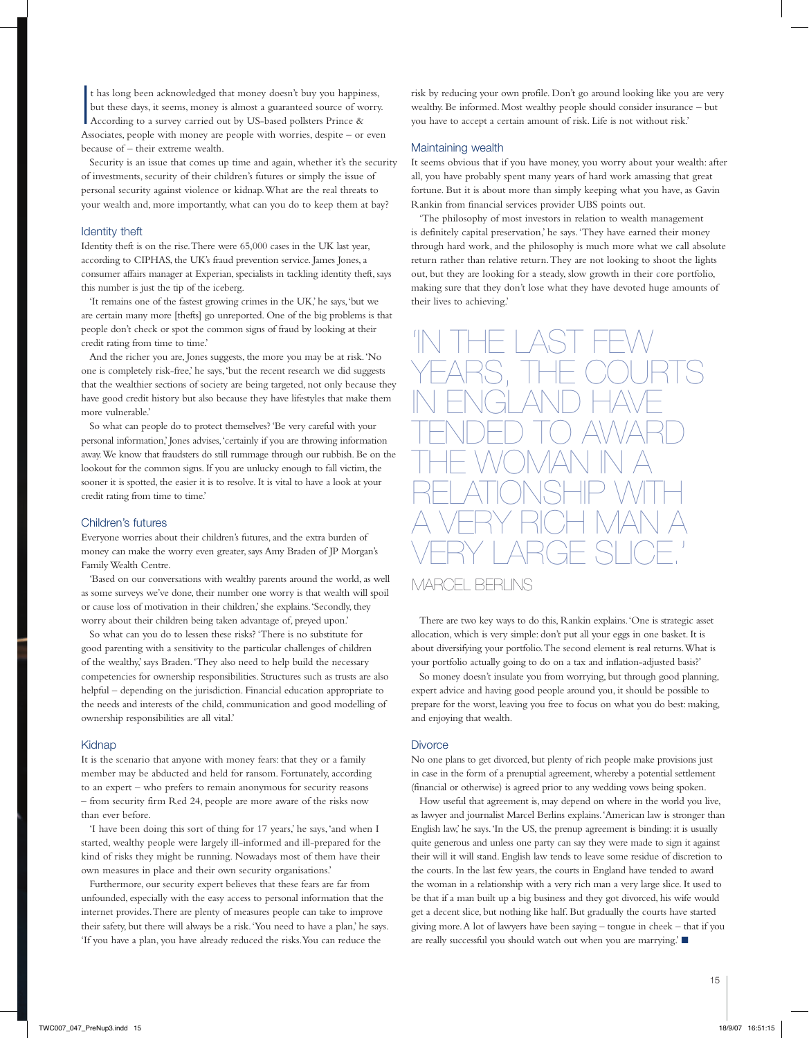It has long been acknowledged that money doesn't buy you happiness, but these days, it seems, money is almost a guaranteed source of worry. According to a survey carried out by US-based pollsters Prince & Associates, people with money are people with worries, despite – or even because of – their extreme wealth.

Security is an issue that comes up time and again, whether it's the security of investments, security of their children's futures or simply the issue of personal security against violence or kidnap. What are the real threats to your wealth and, more importantly, what can you do to keep them at bay?

## Identity theft

Identity theft is on the rise. There were 65,000 cases in the UK last year, according to CIPHAS, the UK's fraud prevention service. James Jones, a consumer affairs manager at Experian, specialists in tackling identity theft, says this number is just the tip of the iceberg.

'It remains one of the fastest growing crimes in the UK,' he says, 'but we are certain many more [thefts] go unreported. One of the big problems is that people don't check or spot the common signs of fraud by looking at their credit rating from time to time.'

And the richer you are, Jones suggests, the more you may be at risk. 'No one is completely risk-free,' he says, 'but the recent research we did suggests that the wealthier sections of society are being targeted, not only because they have good credit history but also because they have lifestyles that make them more vulnerable.'

So what can people do to protect themselves? 'Be very careful with your personal information,' Jones advises, 'certainly if you are throwing information away. We know that fraudsters do still rummage through our rubbish. Be on the lookout for the common signs. If you are unlucky enough to fall victim, the sooner it is spotted, the easier it is to resolve. It is vital to have a look at your credit rating from time to time.'

## Children's futures

Everyone worries about their children's futures, and the extra burden of money can make the worry even greater, says Amy Braden of JP Morgan's Family Wealth Centre.

'Based on our conversations with wealthy parents around the world, as well as some surveys we've done, their number one worry is that wealth will spoil or cause loss of motivation in their children,' she explains. 'Secondly, they worry about their children being taken advantage of, preyed upon.'

So what can you do to lessen these risks? 'There is no substitute for good parenting with a sensitivity to the particular challenges of children of the wealthy,' says Braden. 'They also need to help build the necessary competencies for ownership responsibilities. Structures such as trusts are also helpful – depending on the jurisdiction. Financial education appropriate to the needs and interests of the child, communication and good modelling of ownership responsibilities are all vital.'

## Kidnap

It is the scenario that anyone with money fears: that they or a family member may be abducted and held for ransom. Fortunately, according to an expert – who prefers to remain anonymous for security reasons – from security firm Red 24, people are more aware of the risks now than ever before.

'I have been doing this sort of thing for 17 years,' he says, 'and when I started, wealthy people were largely ill-informed and ill-prepared for the kind of risks they might be running. Nowadays most of them have their own measures in place and their own security organisations.'

Furthermore, our security expert believes that these fears are far from unfounded, especially with the easy access to personal information that the internet provides. There are plenty of measures people can take to improve their safety, but there will always be a risk. 'You need to have a plan,' he says. 'If you have a plan, you have already reduced the risks. You can reduce the risk by reducing your own profile. Don't go around looking like you are very wealthy. Be informed. Most wealthy people should consider insurance – but you have to accept a certain amount of risk. Life is not without risk.'

## Maintaining wealth

It seems obvious that if you have money, you worry about your wealth: after all, you have probably spent many years of hard work amassing that great fortune. But it is about more than simply keeping what you have, as Gavin Rankin from financial services provider UBS points out.

'The philosophy of most investors in relation to wealth management is definitely capital preservation,' he says. 'They have earned their money through hard work, and the philosophy is much more what we call absolute return rather than relative return. They are not looking to shoot the lights out, but they are looking for a steady, slow growth in their core portfolio, making sure that they don't lose what they have devoted huge amounts of their lives to achieving.'

> 'IN THE LAST FEW YEARS, THE COURTS IN ENGLAND HAVE TENDED TO AWARD THE WOMAN IN A RELATIONSHIP WITH A VERY RICH MAN A VERY LARGE SLICE.'
>
> MARCEL BERLINS

There are two key ways to do this, Rankin explains. 'One is strategic asset allocation, which is very simple: don't put all your eggs in one basket. It is about diversifying your portfolio. The second element is real returns. What is your portfolio actually going to do on a tax and inflation-adjusted basis?'

So money doesn't insulate you from worrying, but through good planning, expert advice and having good people around you, it should be possible to prepare for the worst, leaving you free to focus on what you do best: making, and enjoying that wealth.

## Divorce

No one plans to get divorced, but plenty of rich people make provisions just in case in the form of a prenuptial agreement, whereby a potential settlement (financial or otherwise) is agreed prior to any wedding vows being spoken.

How useful that agreement is, may depend on where in the world you live, as lawyer and journalist Marcel Berlins explains. 'American law is stronger than English law,' he says. 'In the US, the prenup agreement is binding: it is usually quite generous and unless one party can say they were made to sign it against their will it will stand. English law tends to leave some residue of discretion to the courts. In the last few years, the courts in England have tended to award the woman in a relationship with a very rich man a very large slice. It used to be that if a man built up a big business and they got divorced, his wife would get a decent slice, but nothing like half. But gradually the courts have started giving more. A lot of lawyers have been saying – tongue in cheek – that if you are really successful you should watch out when you are marrying.' ■